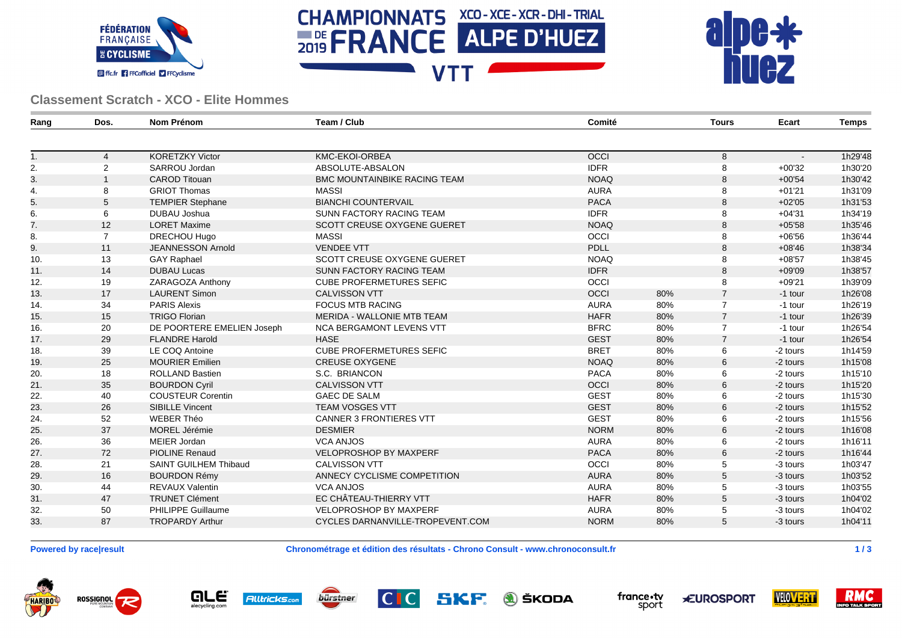# CHAMPIONNATS DE FRANCE 2019 VTT

XCO - XCE - XCR - DHI - TRIAL

ALPE D'HUEZ

## Classement Scratch - XCO - Elite Hommes

| Rang | Dos. | Nom Prénom | Team / Club | Comité | | Tours | Ecart | Temps |
|---|---|---|---|---|---|---|---|---|
| 1. | 4 | KORETZKY Victor | KMC-EKOI-ORBEA | OCCI | | 8 | - | 1h29'48 |
| 2. | 2 | SARROU Jordan | ABSOLUTE-ABSALON | IDFR | | 8 | +00'32 | 1h30'20 |
| 3. | 1 | CAROD Titouan | BMC MOUNTAINBIKE RACING TEAM | NOAQ | | 8 | +00'54 | 1h30'42 |
| 4. | 8 | GRIOT Thomas | MASSI | AURA | | 8 | +01'21 | 1h31'09 |
| 5. | 5 | TEMPIER Stephane | BIANCHI COUNTERVAIL | PACA | | 8 | +02'05 | 1h31'53 |
| 6. | 6 | DUBAU Joshua | SUNN FACTORY RACING TEAM | IDFR | | 8 | +04'31 | 1h34'19 |
| 7. | 12 | LORET Maxime | SCOTT CREUSE OXYGENE GUERET | NOAQ | | 8 | +05'58 | 1h35'46 |
| 8. | 7 | DRECHOU Hugo | MASSI | OCCI | | 8 | +06'56 | 1h36'44 |
| 9. | 11 | JEANNESSON Arnold | VENDEE VTT | PDLL | | 8 | +08'46 | 1h38'34 |
| 10. | 13 | GAY Raphael | SCOTT CREUSE OXYGENE GUERET | NOAQ | | 8 | +08'57 | 1h38'45 |
| 11. | 14 | DUBAU Lucas | SUNN FACTORY RACING TEAM | IDFR | | 8 | +09'09 | 1h38'57 |
| 12. | 19 | ZARAGOZA Anthony | CUBE PROFERMETURES SEFIC | OCCI | | 8 | +09'21 | 1h39'09 |
| 13. | 17 | LAURENT Simon | CALVISSON VTT | OCCI | 80% | 7 | -1 tour | 1h26'08 |
| 14. | 34 | PARIS Alexis | FOCUS MTB RACING | AURA | 80% | 7 | -1 tour | 1h26'19 |
| 15. | 15 | TRIGO Florian | MERIDA - WALLONIE MTB TEAM | HAFR | 80% | 7 | -1 tour | 1h26'39 |
| 16. | 20 | DE POORTERE EMELIEN Joseph | NCA BERGAMONT LEVENS VTT | BFRC | 80% | 7 | -1 tour | 1h26'54 |
| 17. | 29 | FLANDRE Harold | HASE | GEST | 80% | 7 | -1 tour | 1h26'54 |
| 18. | 39 | LE COQ Antoine | CUBE PROFERMETURES SEFIC | BRET | 80% | 6 | -2 tours | 1h14'59 |
| 19. | 25 | MOURIER Emilien | CREUSE OXYGENE | NOAQ | 80% | 6 | -2 tours | 1h15'08 |
| 20. | 18 | ROLLAND Bastien | S.C. BRIANCON | PACA | 80% | 6 | -2 tours | 1h15'10 |
| 21. | 35 | BOURDON Cyril | CALVISSON VTT | OCCI | 80% | 6 | -2 tours | 1h15'20 |
| 22. | 40 | COUSTEUR Corentin | GAEC DE SALM | GEST | 80% | 6 | -2 tours | 1h15'30 |
| 23. | 26 | SIBILLE Vincent | TEAM VOSGES VTT | GEST | 80% | 6 | -2 tours | 1h15'52 |
| 24. | 52 | WEBER Théo | CANNER 3 FRONTIERES VTT | GEST | 80% | 6 | -2 tours | 1h15'56 |
| 25. | 37 | MOREL Jérémie | DESMIER | NORM | 80% | 6 | -2 tours | 1h16'08 |
| 26. | 36 | MEIER Jordan | VCA ANJOS | AURA | 80% | 6 | -2 tours | 1h16'11 |
| 27. | 72 | PIOLINE Renaud | VELOPROSHOP BY MAXPERF | PACA | 80% | 6 | -2 tours | 1h16'44 |
| 28. | 21 | SAINT GUILHEM Thibaud | CALVISSON VTT | OCCI | 80% | 5 | -3 tours | 1h03'47 |
| 29. | 16 | BOURDON Rémy | ANNECY CYCLISME COMPETITION | AURA | 80% | 5 | -3 tours | 1h03'52 |
| 30. | 44 | REVAUX Valentin | VCA ANJOS | AURA | 80% | 5 | -3 tours | 1h03'55 |
| 31. | 47 | TRUNET Clément | EC CHÂTEAU-THIERRY VTT | HAFR | 80% | 5 | -3 tours | 1h04'02 |
| 32. | 50 | PHILIPPE Guillaume | VELOPROSHOP BY MAXPERF | AURA | 80% | 5 | -3 tours | 1h04'02 |
| 33. | 87 | TROPARDY Arthur | CYCLES DARNANVILLE-TROPEVENT.COM | NORM | 80% | 5 | -3 tours | 1h04'11 |

**Powered by race|result** **Chronométrage et édition des résultats - Chrono Consult - www.chronoconsult.fr**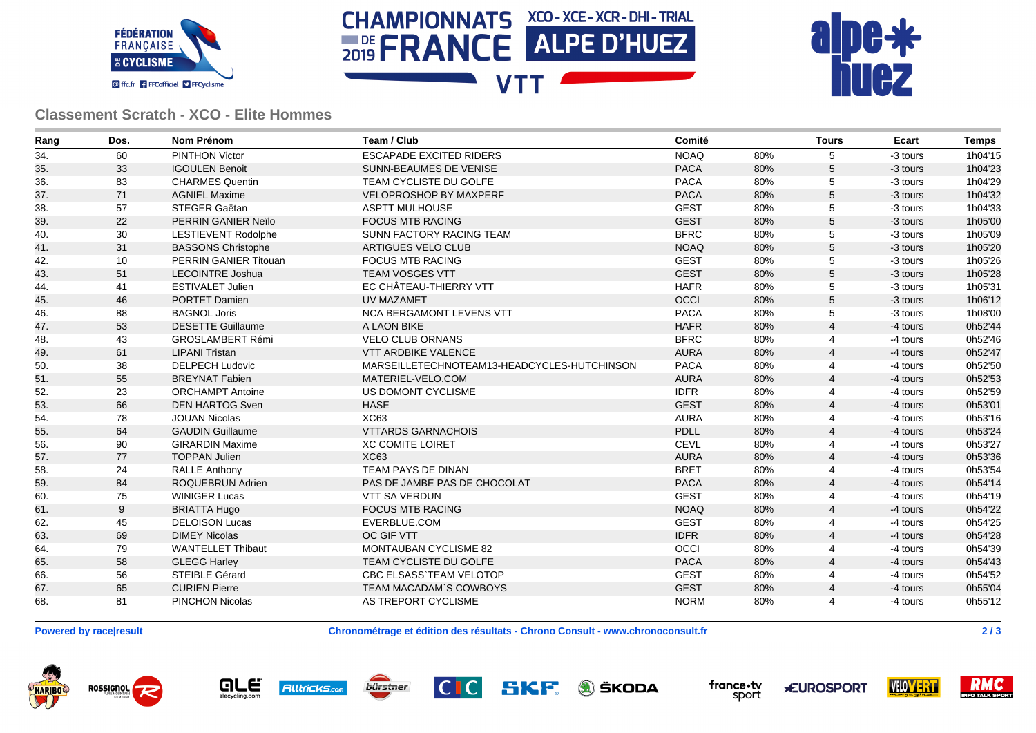## Classement Scratch - XCO - Elite Hommes

| Rang | Dos. | Nom Prénom | Team / Club | Comité | | Tours | Ecart | Temps |
|---|---|---|---|---|---|---|---|---|
| 34. | 60 | PINTHON Victor | ESCAPADE EXCITED RIDERS | NOAQ | 80% | 5 | -3 tours | 1h04'15 |
| 35. | 33 | IGOULEN Benoit | SUNN-BEAUMES DE VENISE | PACA | 80% | 5 | -3 tours | 1h04'23 |
| 36. | 83 | CHARMES Quentin | TEAM CYCLISTE DU GOLFE | PACA | 80% | 5 | -3 tours | 1h04'29 |
| 37. | 71 | AGNIEL Maxime | VELOPROSHOP BY MAXPERF | PACA | 80% | 5 | -3 tours | 1h04'32 |
| 38. | 57 | STEGER Gaëtan | ASPTT MULHOUSE | GEST | 80% | 5 | -3 tours | 1h04'33 |
| 39. | 22 | PERRIN GANIER Neïlo | FOCUS MTB RACING | GEST | 80% | 5 | -3 tours | 1h05'00 |
| 40. | 30 | LESTIEVENT Rodolphe | SUNN FACTORY RACING TEAM | BFRC | 80% | 5 | -3 tours | 1h05'09 |
| 41. | 31 | BASSONS Christophe | ARTIGUES VELO CLUB | NOAQ | 80% | 5 | -3 tours | 1h05'20 |
| 42. | 10 | PERRIN GANIER Titouan | FOCUS MTB RACING | GEST | 80% | 5 | -3 tours | 1h05'26 |
| 43. | 51 | LECOINTRE Joshua | TEAM VOSGES VTT | GEST | 80% | 5 | -3 tours | 1h05'28 |
| 44. | 41 | ESTIVALET Julien | EC CHÂTEAU-THIERRY VTT | HAFR | 80% | 5 | -3 tours | 1h05'31 |
| 45. | 46 | PORTET Damien | UV MAZAMET | OCCI | 80% | 5 | -3 tours | 1h06'12 |
| 46. | 88 | BAGNOL Joris | NCA BERGAMONT LEVENS VTT | PACA | 80% | 5 | -3 tours | 1h08'00 |
| 47. | 53 | DESETTE Guillaume | A LAON BIKE | HAFR | 80% | 4 | -4 tours | 0h52'44 |
| 48. | 43 | GROSLAMBERT Rémi | VELO CLUB ORNANS | BFRC | 80% | 4 | -4 tours | 0h52'46 |
| 49. | 61 | LIPANI Tristan | VTT ARDBIKE VALENCE | AURA | 80% | 4 | -4 tours | 0h52'47 |
| 50. | 38 | DELPECH Ludovic | MARSEILLETECHNOTEAM13-HEADCYCLES-HUTCHINSON | PACA | 80% | 4 | -4 tours | 0h52'50 |
| 51. | 55 | BREYNAT Fabien | MATERIEL-VELO.COM | AURA | 80% | 4 | -4 tours | 0h52'53 |
| 52. | 23 | ORCHAMPT Antoine | US DOMONT CYCLISME | IDFR | 80% | 4 | -4 tours | 0h52'59 |
| 53. | 66 | DEN HARTOG Sven | HASE | GEST | 80% | 4 | -4 tours | 0h53'01 |
| 54. | 78 | JOUAN Nicolas | XC63 | AURA | 80% | 4 | -4 tours | 0h53'16 |
| 55. | 64 | GAUDIN Guillaume | VTTARDS GARNACHOIS | PDLL | 80% | 4 | -4 tours | 0h53'24 |
| 56. | 90 | GIRARDIN Maxime | XC COMITE LOIRET | CEVL | 80% | 4 | -4 tours | 0h53'27 |
| 57. | 77 | TOPPAN Julien | XC63 | AURA | 80% | 4 | -4 tours | 0h53'36 |
| 58. | 24 | RALLE Anthony | TEAM PAYS DE DINAN | BRET | 80% | 4 | -4 tours | 0h53'54 |
| 59. | 84 | ROQUEBRUN Adrien | PAS DE JAMBE PAS DE CHOCOLAT | PACA | 80% | 4 | -4 tours | 0h54'14 |
| 60. | 75 | WINIGER Lucas | VTT SA VERDUN | GEST | 80% | 4 | -4 tours | 0h54'19 |
| 61. | 9 | BRIATTA Hugo | FOCUS MTB RACING | NOAQ | 80% | 4 | -4 tours | 0h54'22 |
| 62. | 45 | DELOISON Lucas | EVERBLUE.COM | GEST | 80% | 4 | -4 tours | 0h54'25 |
| 63. | 69 | DIMEY Nicolas | OC GIF VTT | IDFR | 80% | 4 | -4 tours | 0h54'28 |
| 64. | 79 | WANTELLET Thibaut | MONTAUBAN CYCLISME 82 | OCCI | 80% | 4 | -4 tours | 0h54'39 |
| 65. | 58 | GLEGG Harley | TEAM CYCLISTE DU GOLFE | PACA | 80% | 4 | -4 tours | 0h54'43 |
| 66. | 56 | STEIBLE Gérard | CBC ELSASS`TEAM VELOTOP | GEST | 80% | 4 | -4 tours | 0h54'52 |
| 67. | 65 | CURIEN Pierre | TEAM MACADAM`S COWBOYS | GEST | 80% | 4 | -4 tours | 0h55'04 |
| 68. | 81 | PINCHON Nicolas | AS TREPORT CYCLISME | NORM | 80% | 4 | -4 tours | 0h55'12 |

**Powered by race|result** **Chronométrage et édition des résultats - Chrono Consult - www.chronoconsult.fr**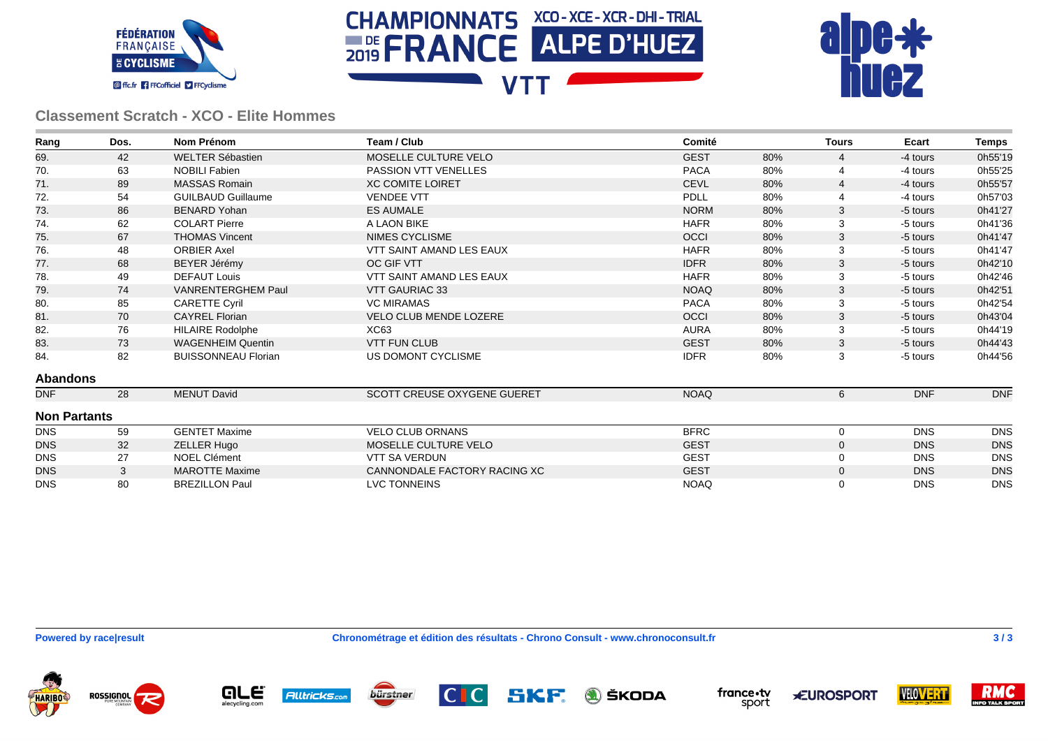## Classement Scratch - XCO - Elite Hommes

| Rang | Dos. | Nom Prénom | Team / Club | Comité | | Tours | Ecart | Temps |
|---|---|---|---|---|---|---|---|---|
| 69. | 42 | WELTER Sébastien | MOSELLE CULTURE VELO | GEST | 80% | 4 | -4 tours | 0h55'19 |
| 70. | 63 | NOBILI Fabien | PASSION VTT VENELLES | PACA | 80% | 4 | -4 tours | 0h55'25 |
| 71. | 89 | MASSAS Romain | XC COMITE LOIRET | CEVL | 80% | 4 | -4 tours | 0h55'57 |
| 72. | 54 | GUILBAUD Guillaume | VENDEE VTT | PDLL | 80% | 4 | -4 tours | 0h57'03 |
| 73. | 86 | BENARD Yohan | ES AUMALE | NORM | 80% | 3 | -5 tours | 0h41'27 |
| 74. | 62 | COLART Pierre | A LAON BIKE | HAFR | 80% | 3 | -5 tours | 0h41'36 |
| 75. | 67 | THOMAS Vincent | NIMES CYCLISME | OCCI | 80% | 3 | -5 tours | 0h41'47 |
| 76. | 48 | ORBIER Axel | VTT SAINT AMAND LES EAUX | HAFR | 80% | 3 | -5 tours | 0h41'47 |
| 77. | 68 | BEYER Jérémy | OC GIF VTT | IDFR | 80% | 3 | -5 tours | 0h42'10 |
| 78. | 49 | DEFAUT Louis | VTT SAINT AMAND LES EAUX | HAFR | 80% | 3 | -5 tours | 0h42'46 |
| 79. | 74 | VANRENTERGHEM Paul | VTT GAURIAC 33 | NOAQ | 80% | 3 | -5 tours | 0h42'51 |
| 80. | 85 | CARETTE Cyril | VC MIRAMAS | PACA | 80% | 3 | -5 tours | 0h42'54 |
| 81. | 70 | CAYREL Florian | VELO CLUB MENDE LOZERE | OCCI | 80% | 3 | -5 tours | 0h43'04 |
| 82. | 76 | HILAIRE Rodolphe | XC63 | AURA | 80% | 3 | -5 tours | 0h44'19 |
| 83. | 73 | WAGENHEIM Quentin | VTT FUN CLUB | GEST | 80% | 3 | -5 tours | 0h44'43 |
| 84. | 82 | BUISSONNEAU Florian | US DOMONT CYCLISME | IDFR | 80% | 3 | -5 tours | 0h44'56 |

### Abandons

| | | | | | | | | |
|---|---|---|---|---|---|---|---|---|
| DNF | 28 | MENUT David | SCOTT CREUSE OXYGENE GUERET | NOAQ | | 6 | DNF | DNF |

### Non Partants

| | | | | | | | | |
|---|---|---|---|---|---|---|---|---|
| DNS | 59 | GENTET Maxime | VELO CLUB ORNANS | BFRC | | 0 | DNS | DNS |
| DNS | 32 | ZELLER Hugo | MOSELLE CULTURE VELO | GEST | | 0 | DNS | DNS |
| DNS | 27 | NOEL Clément | VTT SA VERDUN | GEST | | 0 | DNS | DNS |
| DNS | 3 | MAROTTE Maxime | CANNONDALE FACTORY RACING XC | GEST | | 0 | DNS | DNS |
| DNS | 80 | BREZILLON Paul | LVC TONNEINS | NOAQ | | 0 | DNS | DNS |

Powered by race|result

Chronométrage et édition des résultats - Chrono Consult - www.chronoconsult.fr